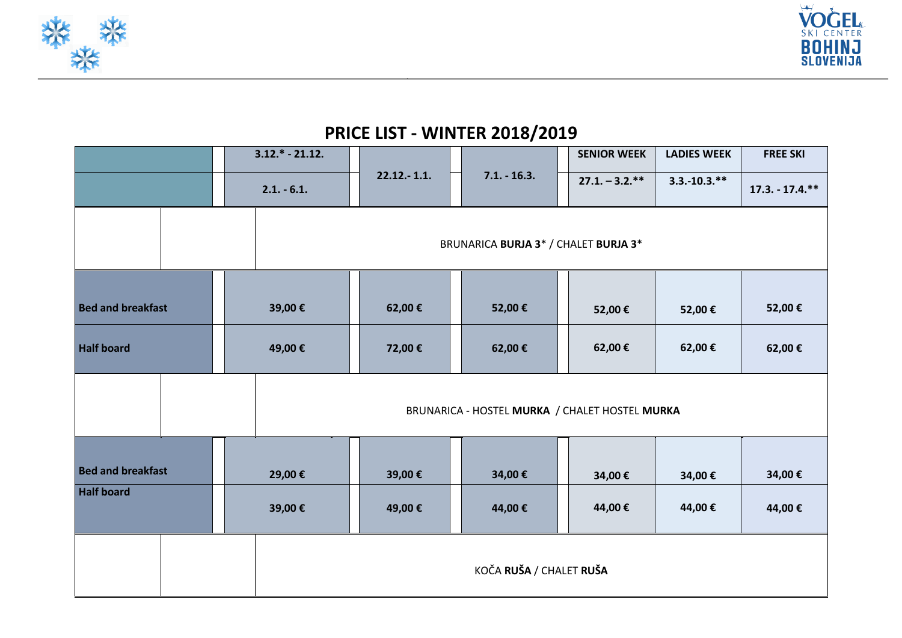# PRICE LIST - WINTER 2018/2019

| | 3.12.* - 21.12. / 2.1. - 6.1. | 22.12.- 1.1. | 7.1. - 16.3. | SENIOR WEEK 27.1. – 3.2.** | LADIES WEEK 3.3.-10.3.** | FREE SKI 17.3. - 17.4.** |
|---|---|---|---|---|---|---|
| | | | BRUNARICA **BURJA 3*** / CHALET **BURJA 3*** | | | |
| **Bed and breakfast** | **39,00 €** | **62,00 €** | **52,00 €** | **52,00 €** | **52,00 €** | **52,00 €** |
| **Half board** | **49,00 €** | **72,00 €** | **62,00 €** | **62,00 €** | **62,00 €** | **62,00 €** |
| | | | BRUNARICA - HOSTEL **MURKA** / CHALET HOSTEL **MURKA** | | | |
| **Bed and breakfast** | **29,00 €** | **39,00 €** | **34,00 €** | **34,00 €** | **34,00 €** | **34,00 €** |
| **Half board** | **39,00 €** | **49,00 €** | **44,00 €** | **44,00 €** | **44,00 €** | **44,00 €** |
| | | | KOČA **RUŠA** / CHALET **RUŠA** | | | |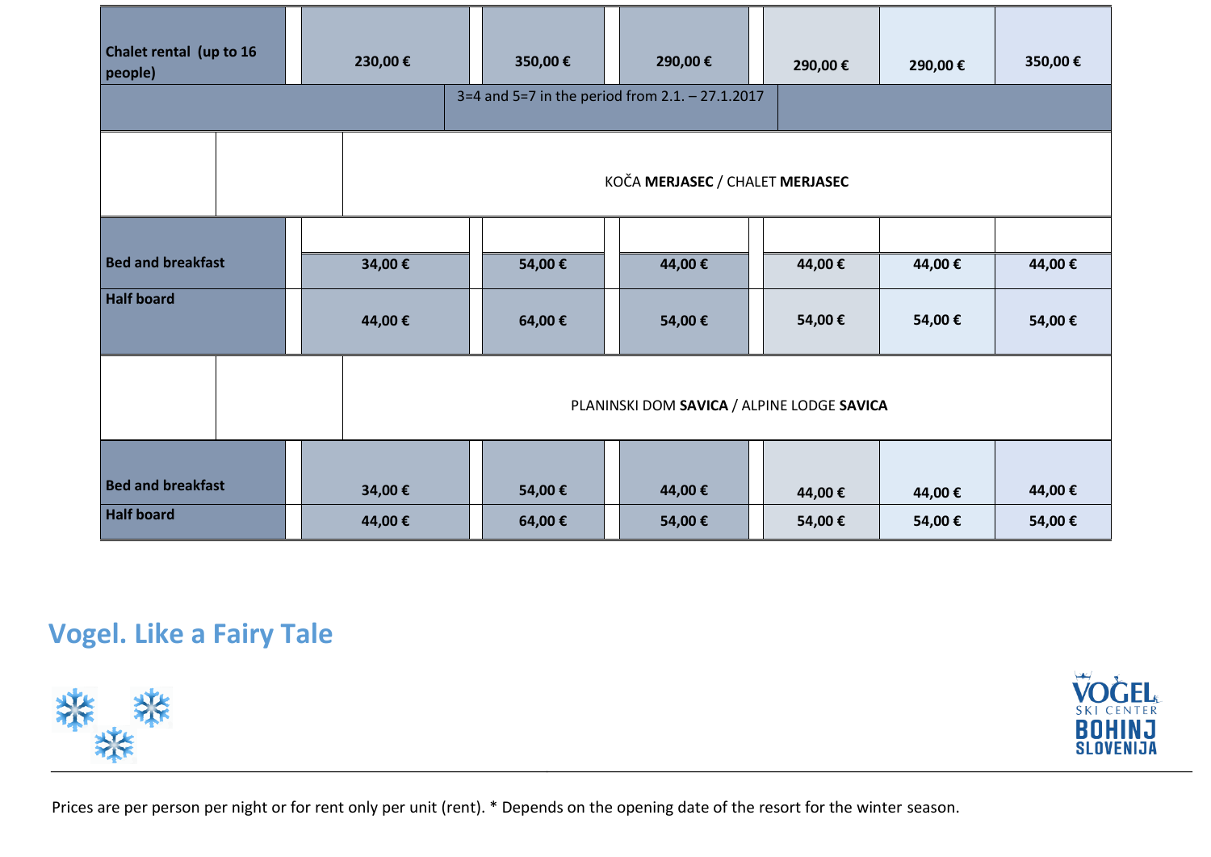| | | | | | | |
|---|---|---|---|---|---|---|
| **Chalet rental (up to 16 people)** | **230,00 €** | **350,00 €** | **290,00 €** | **290,00 €** | **290,00 €** | **350,00 €** |
| | | 3=4 and 5=7 in the period from 2.1. – 27.1.2017 | | | | |
| | | | KOČA **MERJASEC** / CHALET **MERJASEC** | | | |
| **Bed and breakfast** | **34,00 €** | **54,00 €** | **44,00 €** | **44,00 €** | **44,00 €** | **44,00 €** |
| **Half board** | **44,00 €** | **64,00 €** | **54,00 €** | **54,00 €** | **54,00 €** | **54,00 €** |
| | | | PLANINSKI DOM **SAVICA** / ALPINE LODGE **SAVICA** | | | |
| **Bed and breakfast** | **34,00 €** | **54,00 €** | **44,00 €** | **44,00 €** | **44,00 €** | **44,00 €** |
| **Half board** | **44,00 €** | **64,00 €** | **54,00 €** | **54,00 €** | **54,00 €** | **54,00 €** |

## Vogel. Like a Fairy Tale

VOGEL SKI CENTER BOHINJ SLOVENIJA

Prices are per person per night or for rent only per unit (rent). * Depends on the opening date of the resort for the winter season.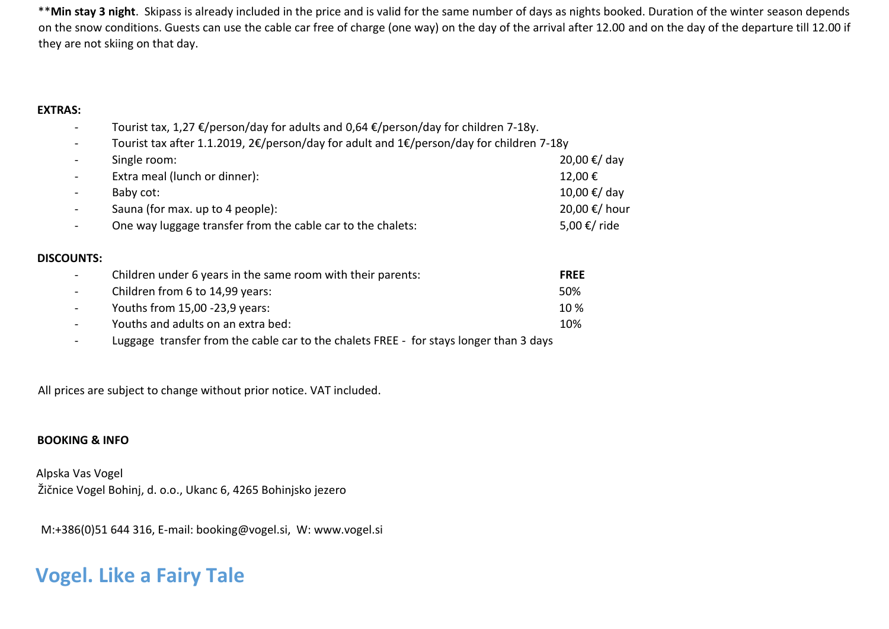**\*\*Min stay 3 night**. Skipass is already included in the price and is valid for the same number of days as nights booked. Duration of the winter season depends on the snow conditions. Guests can use the cable car free of charge (one way) on the day of the arrival after 12.00 and on the day of the departure till 12.00 if they are not skiing on that day.

**EXTRAS:**

- Tourist tax, 1,27 €/person/day for adults and 0,64 €/person/day for children 7-18y.
- Tourist tax after 1.1.2019, 2€/person/day for adult and 1€/person/day for children 7-18y
- Single room: 20,00 €/ day
- Extra meal (lunch or dinner): 12,00 €
- Baby cot: 10,00 €/ day
- Sauna (for max. up to 4 people): 20,00 €/ hour
- One way luggage transfer from the cable car to the chalets: 5,00 €/ ride

**DISCOUNTS:**

- Children under 6 years in the same room with their parents: **FREE**
- Children from 6 to 14,99 years: 50%
- Youths from 15,00 -23,9 years: 10 %
- Youths and adults on an extra bed: 10%
- Luggage transfer from the cable car to the chalets FREE - for stays longer than 3 days

All prices are subject to change without prior notice. VAT included.

**BOOKING & INFO**

Alpska Vas Vogel
Žičnice Vogel Bohinj, d. o.o., Ukanc 6, 4265 Bohinjsko jezero

M:+386(0)51 644 316, E-mail: booking@vogel.si, W: www.vogel.si

## Vogel. Like a Fairy Tale